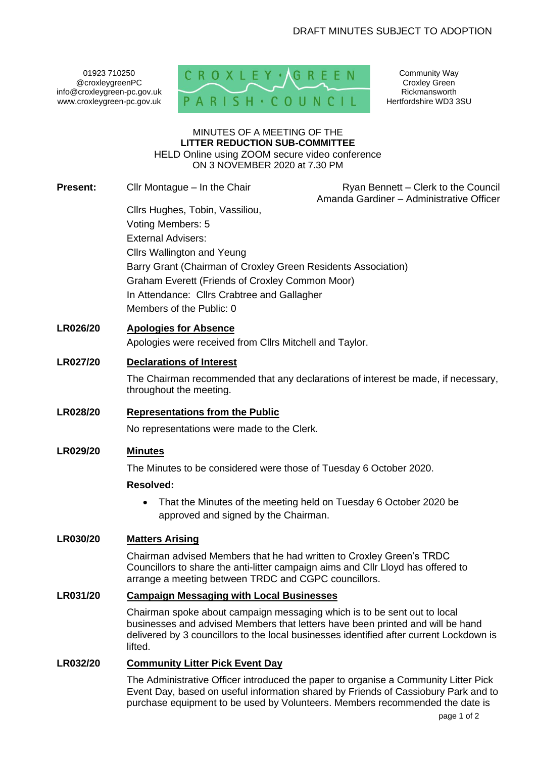DRAFT MINUTES SUBJECT TO ADOPTION

01923 710250
@croxleygreenPC
info@croxleygreen-pc.gov.uk
www.croxleygreen-pc.gov.uk

CROXLEY GREEN PARISH COUNCIL

Community Way
Croxley Green
Rickmansworth
Hertfordshire WD3 3SU

MINUTES OF A MEETING OF THE
**LITTER REDUCTION SUB-COMMITTEE**
HELD Online using ZOOM secure video conference
ON 3 NOVEMBER 2020 at 7.30 PM

**Present:** Cllr Montague – In the Chair

Ryan Bennett – Clerk to the Council
Amanda Gardiner – Administrative Officer

Cllrs Hughes, Tobin, Vassiliou,
Voting Members: 5
External Advisers:
Cllrs Wallington and Yeung
Barry Grant (Chairman of Croxley Green Residents Association)
Graham Everett (Friends of Croxley Common Moor)
In Attendance: Cllrs Crabtree and Gallagher
Members of the Public: 0

**LR026/20** **Apologies for Absence**

Apologies were received from Cllrs Mitchell and Taylor.

**LR027/20** **Declarations of Interest**

The Chairman recommended that any declarations of interest be made, if necessary, throughout the meeting.

**LR028/20** **Representations from the Public**

No representations were made to the Clerk.

**LR029/20** **Minutes**

The Minutes to be considered were those of Tuesday 6 October 2020.

**Resolved:**

- That the Minutes of the meeting held on Tuesday 6 October 2020 be approved and signed by the Chairman.

**LR030/20** **Matters Arising**

Chairman advised Members that he had written to Croxley Green's TRDC Councillors to share the anti-litter campaign aims and Cllr Lloyd has offered to arrange a meeting between TRDC and CGPC councillors.

**LR031/20** **Campaign Messaging with Local Businesses**

Chairman spoke about campaign messaging which is to be sent out to local businesses and advised Members that letters have been printed and will be hand delivered by 3 councillors to the local businesses identified after current Lockdown is lifted.

**LR032/20** **Community Litter Pick Event Day**

The Administrative Officer introduced the paper to organise a Community Litter Pick Event Day, based on useful information shared by Friends of Cassiobury Park and to purchase equipment to be used by Volunteers. Members recommended the date is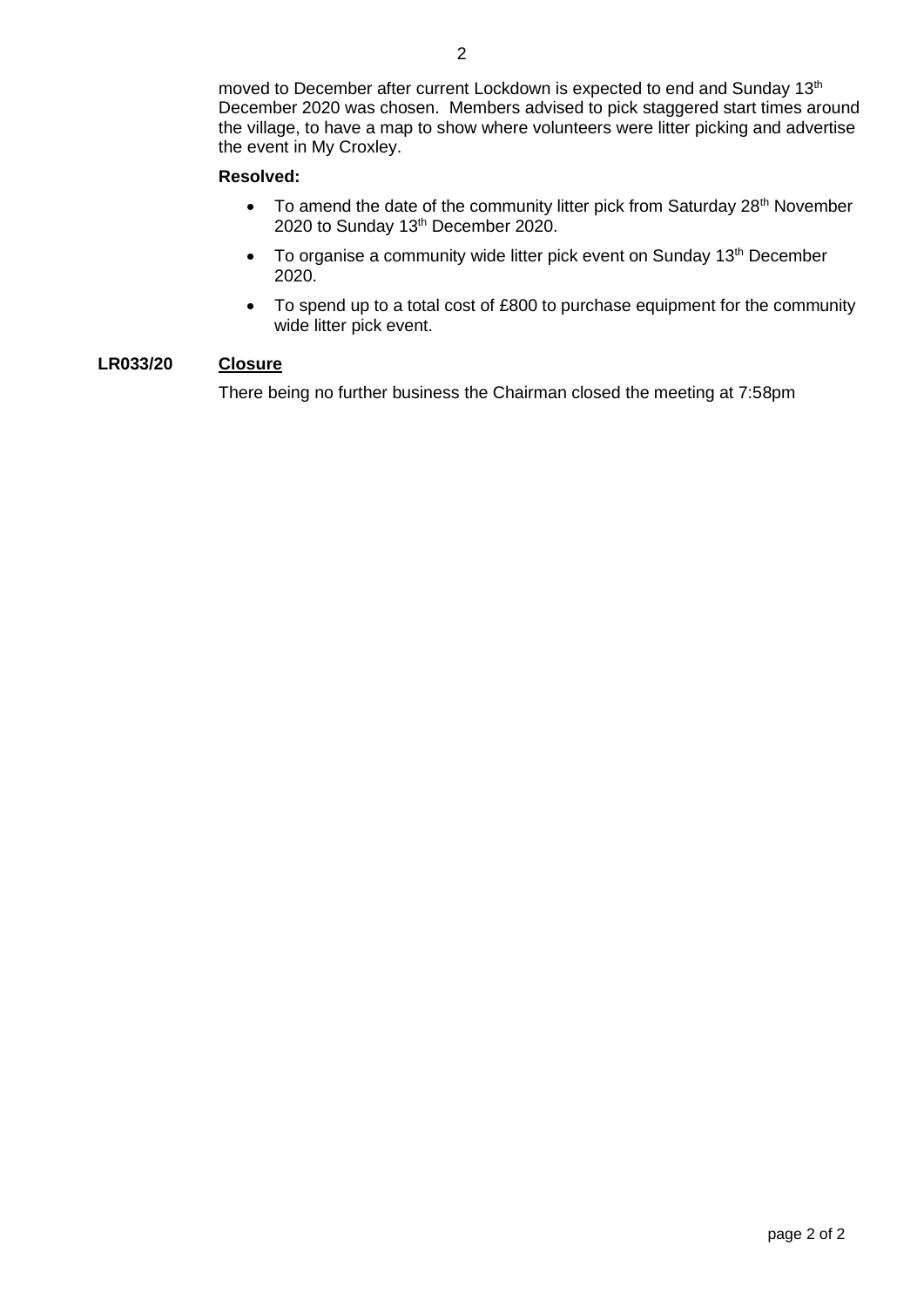moved to December after current Lockdown is expected to end and Sunday 13th December 2020 was chosen. Members advised to pick staggered start times around the village, to have a map to show where volunteers were litter picking and advertise the event in My Croxley.

**Resolved:**

- To amend the date of the community litter pick from Saturday 28th November 2020 to Sunday 13th December 2020.
- To organise a community wide litter pick event on Sunday 13th December 2020.
- To spend up to a total cost of £800 to purchase equipment for the community wide litter pick event.

**LR033/20** **Closure**

There being no further business the Chairman closed the meeting at 7:58pm